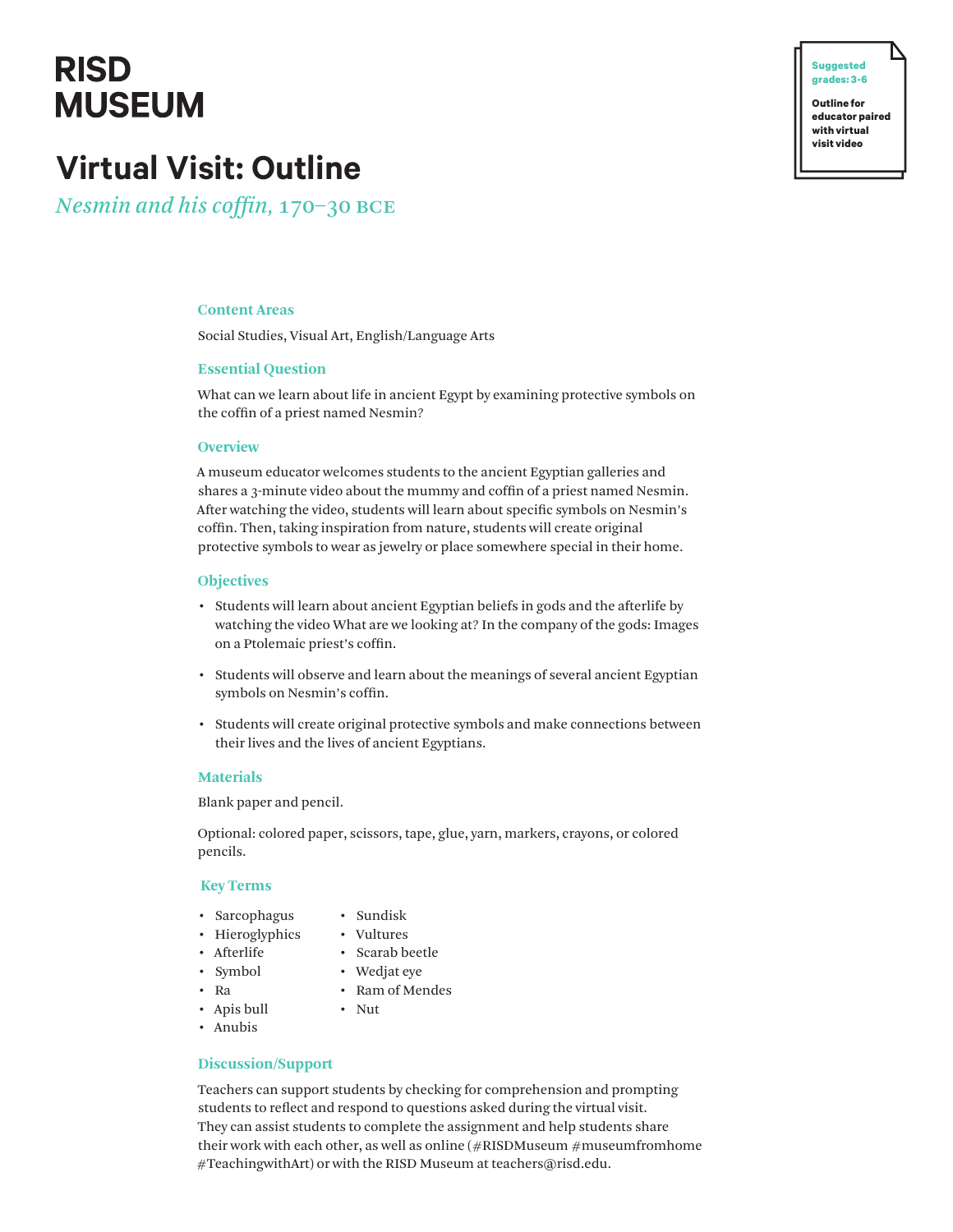# RISD MUSEUM

**Suggested grades: 3-6**

**Outline for educator paired with virtual visit video**

# Virtual Visit: Outline

*Nesmin and his coffin,* 170–30 BCE

## Content Areas

Social Studies, Visual Art, English/Language Arts

## Essential Question

What can we learn about life in ancient Egypt by examining protective symbols on the coffin of a priest named Nesmin?

## Overview

A museum educator welcomes students to the ancient Egyptian galleries and shares a 3-minute video about the mummy and coffin of a priest named Nesmin. After watching the video, students will learn about specific symbols on Nesmin's coffin. Then, taking inspiration from nature, students will create original protective symbols to wear as jewelry or place somewhere special in their home.

## Objectives

- Students will learn about ancient Egyptian beliefs in gods and the afterlife by watching the video What are we looking at? In the company of the gods: Images on a Ptolemaic priest's coffin.
- Students will observe and learn about the meanings of several ancient Egyptian symbols on Nesmin's coffin.
- Students will create original protective symbols and make connections between their lives and the lives of ancient Egyptians.

## Materials

Blank paper and pencil.

Optional: colored paper, scissors, tape, glue, yarn, markers, crayons, or colored pencils.

## Key Terms

- Sarcophagus
- Hieroglyphics
- Afterlife
- Symbol
- Ra
- Apis bull
- Anubis
- Sundisk
- Vultures
- Scarab beetle
- Wedjat eye
- Ram of Mendes
- Nut

## Discussion/Support

Teachers can support students by checking for comprehension and prompting students to reflect and respond to questions asked during the virtual visit. They can assist students to complete the assignment and help students share their work with each other, as well as online (#RISDMuseum #museumfromhome #TeachingwithArt) or with the RISD Museum at teachers@risd.edu.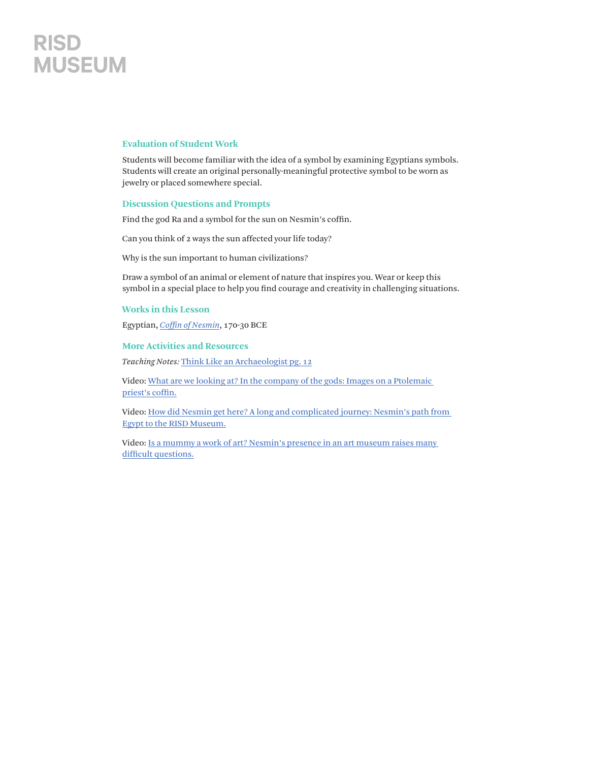### Evaluation of Student Work

Students will become familiar with the idea of a symbol by examining Egyptians symbols. Students will create an original personally-meaningful protective symbol to be worn as jewelry or placed somewhere special.

### Discussion Questions and Prompts

Find the god Ra and a symbol for the sun on Nesmin's coffin.

Can you think of 2 ways the sun affected your life today?

Why is the sun important to human civilizations?

Draw a symbol of an animal or element of nature that inspires you. Wear or keep this symbol in a special place to help you find courage and creativity in challenging situations.

### Works in this Lesson

Egyptian, *Coffin of Nesmin*, 170-30 BCE

### More Activities and Resources

*Teaching Notes:* Think Like an Archaeologist pg. 12

Video: What are we looking at? In the company of the gods: Images on a Ptolemaic priest's coffin.

Video: How did Nesmin get here? A long and complicated journey: Nesmin's path from Egypt to the RISD Museum.

Video: Is a mummy a work of art? Nesmin's presence in an art museum raises many difficult questions.